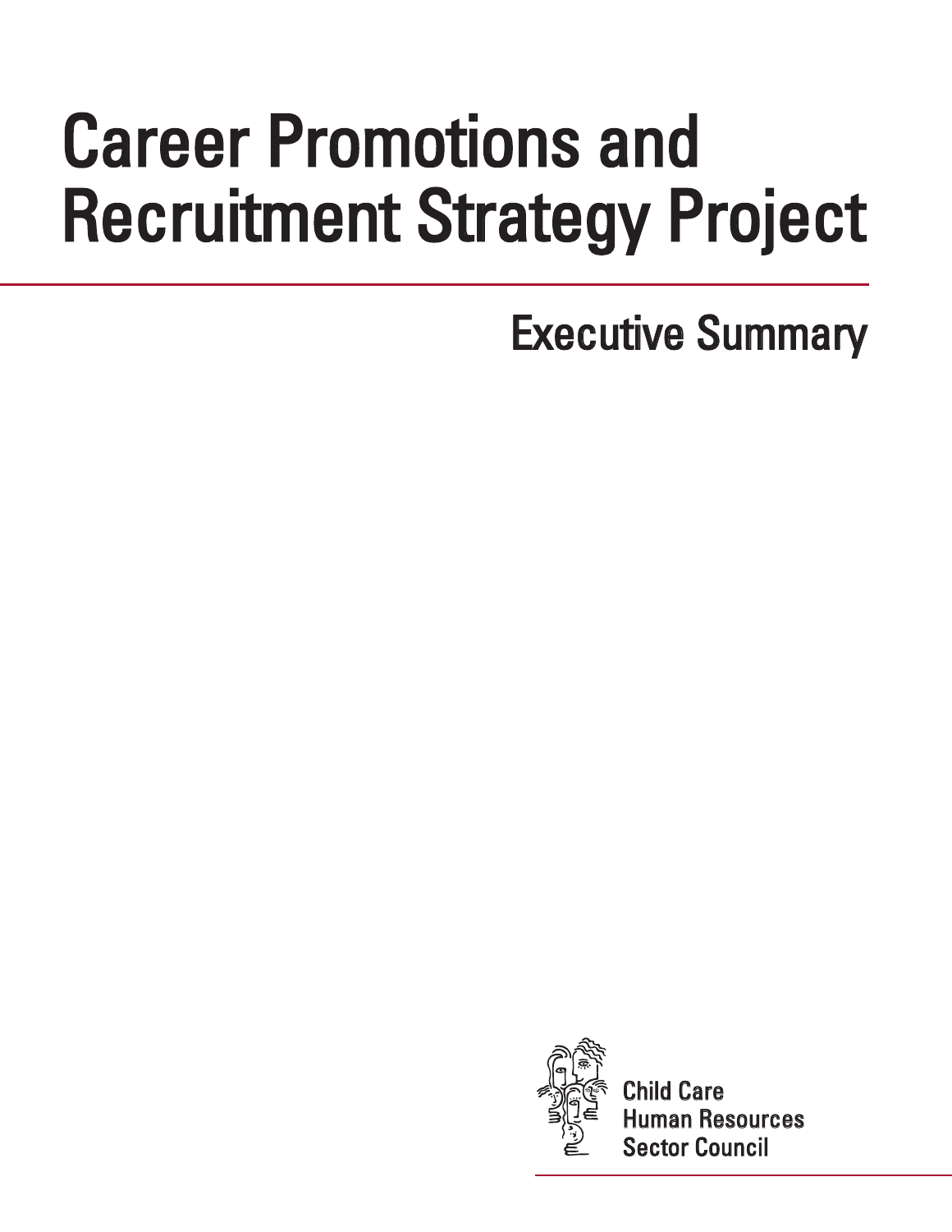# Career Promotions and Recruitment Strategy Project

## Executive Summary

Child Care
Human Resources
Sector Council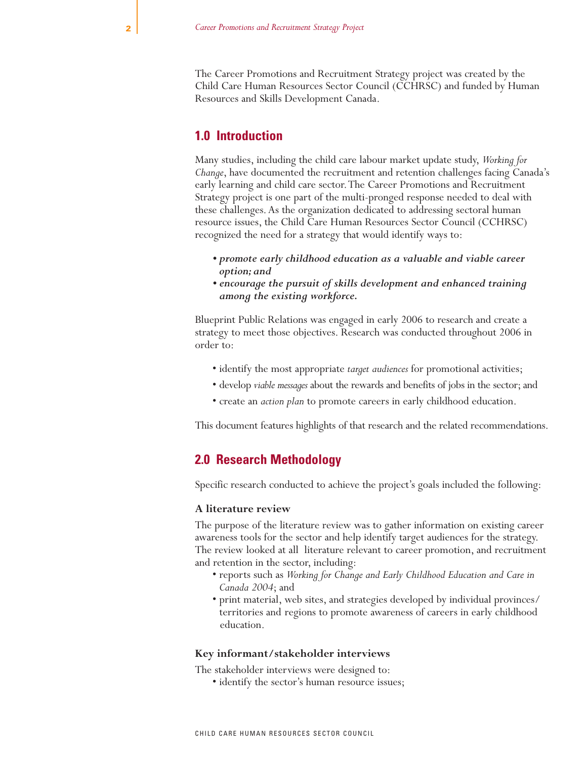The Career Promotions and Recruitment Strategy project was created by the Child Care Human Resources Sector Council (CCHRSC) and funded by Human Resources and Skills Development Canada.

## 1.0 Introduction

Many studies, including the child care labour market update study, *Working for Change*, have documented the recruitment and retention challenges facing Canada's early learning and child care sector. The Career Promotions and Recruitment Strategy project is one part of the multi-pronged response needed to deal with these challenges. As the organization dedicated to addressing sectoral human resource issues, the Child Care Human Resources Sector Council (CCHRSC) recognized the need for a strategy that would identify ways to:

- ***promote early childhood education as a valuable and viable career option; and***
- ***encourage the pursuit of skills development and enhanced training among the existing workforce.***

Blueprint Public Relations was engaged in early 2006 to research and create a strategy to meet those objectives. Research was conducted throughout 2006 in order to:

- identify the most appropriate *target audiences* for promotional activities;
- develop *viable messages* about the rewards and benefits of jobs in the sector; and
- create an *action plan* to promote careers in early childhood education.

This document features highlights of that research and the related recommendations.

## 2.0 Research Methodology

Specific research conducted to achieve the project's goals included the following:

### A literature review

The purpose of the literature review was to gather information on existing career awareness tools for the sector and help identify target audiences for the strategy. The review looked at all literature relevant to career promotion, and recruitment and retention in the sector, including:

- reports such as *Working for Change and Early Childhood Education and Care in Canada 2004*; and
- print material, web sites, and strategies developed by individual provinces/ territories and regions to promote awareness of careers in early childhood education.

### Key informant/stakeholder interviews

The stakeholder interviews were designed to:

- identify the sector's human resource issues;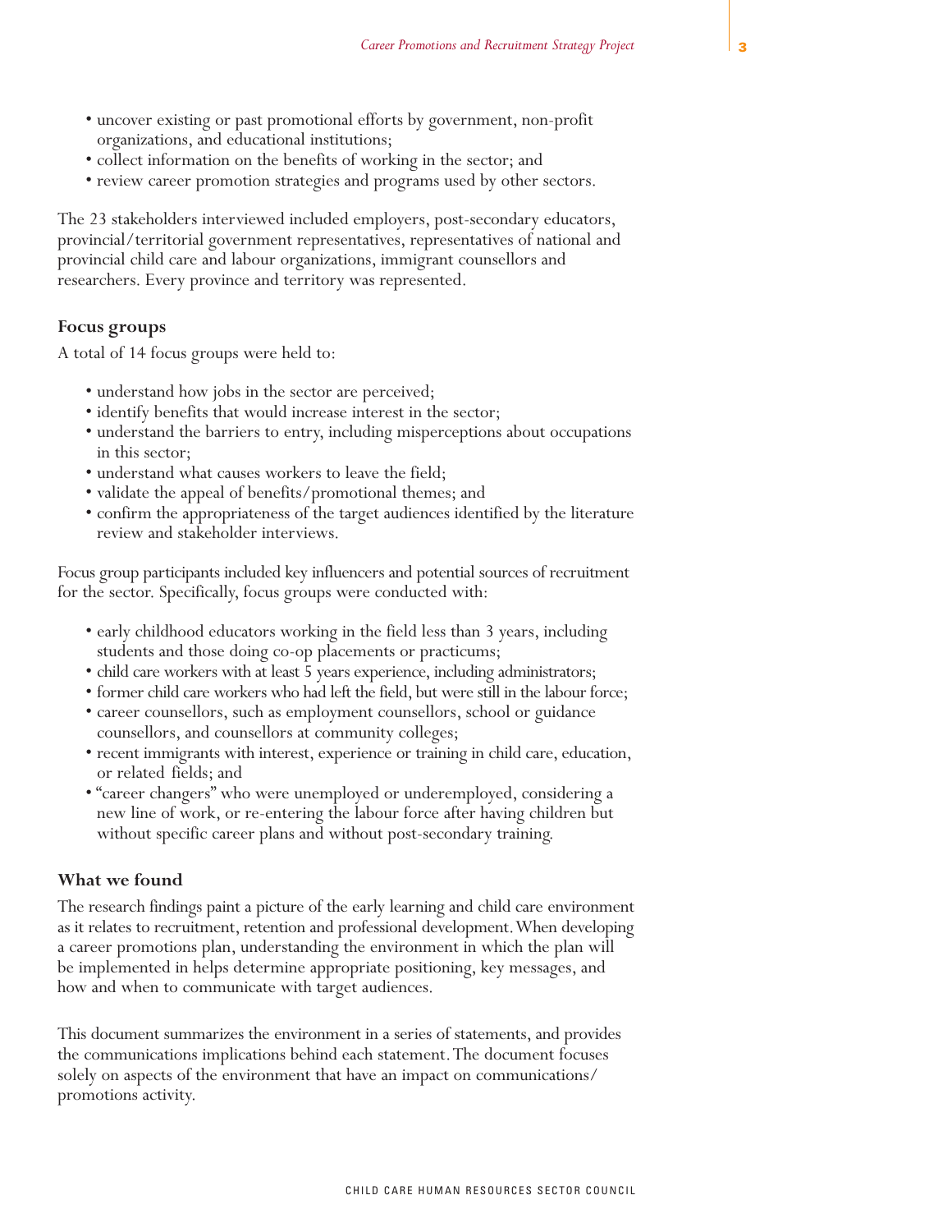- uncover existing or past promotional efforts by government, non-profit organizations, and educational institutions;
- collect information on the benefits of working in the sector; and
- review career promotion strategies and programs used by other sectors.

The 23 stakeholders interviewed included employers, post-secondary educators, provincial/territorial government representatives, representatives of national and provincial child care and labour organizations, immigrant counsellors and researchers. Every province and territory was represented.

### Focus groups

A total of 14 focus groups were held to:

- understand how jobs in the sector are perceived;
- identify benefits that would increase interest in the sector;
- understand the barriers to entry, including misperceptions about occupations in this sector;
- understand what causes workers to leave the field;
- validate the appeal of benefits/promotional themes; and
- confirm the appropriateness of the target audiences identified by the literature review and stakeholder interviews.

Focus group participants included key influencers and potential sources of recruitment for the sector. Specifically, focus groups were conducted with:

- early childhood educators working in the field less than 3 years, including students and those doing co-op placements or practicums;
- child care workers with at least 5 years experience, including administrators;
- former child care workers who had left the field, but were still in the labour force;
- career counsellors, such as employment counsellors, school or guidance counsellors, and counsellors at community colleges;
- recent immigrants with interest, experience or training in child care, education, or related fields; and
- "career changers" who were unemployed or underemployed, considering a new line of work, or re-entering the labour force after having children but without specific career plans and without post-secondary training.

### What we found

The research findings paint a picture of the early learning and child care environment as it relates to recruitment, retention and professional development. When developing a career promotions plan, understanding the environment in which the plan will be implemented in helps determine appropriate positioning, key messages, and how and when to communicate with target audiences.

This document summarizes the environment in a series of statements, and provides the communications implications behind each statement. The document focuses solely on aspects of the environment that have an impact on communications/promotions activity.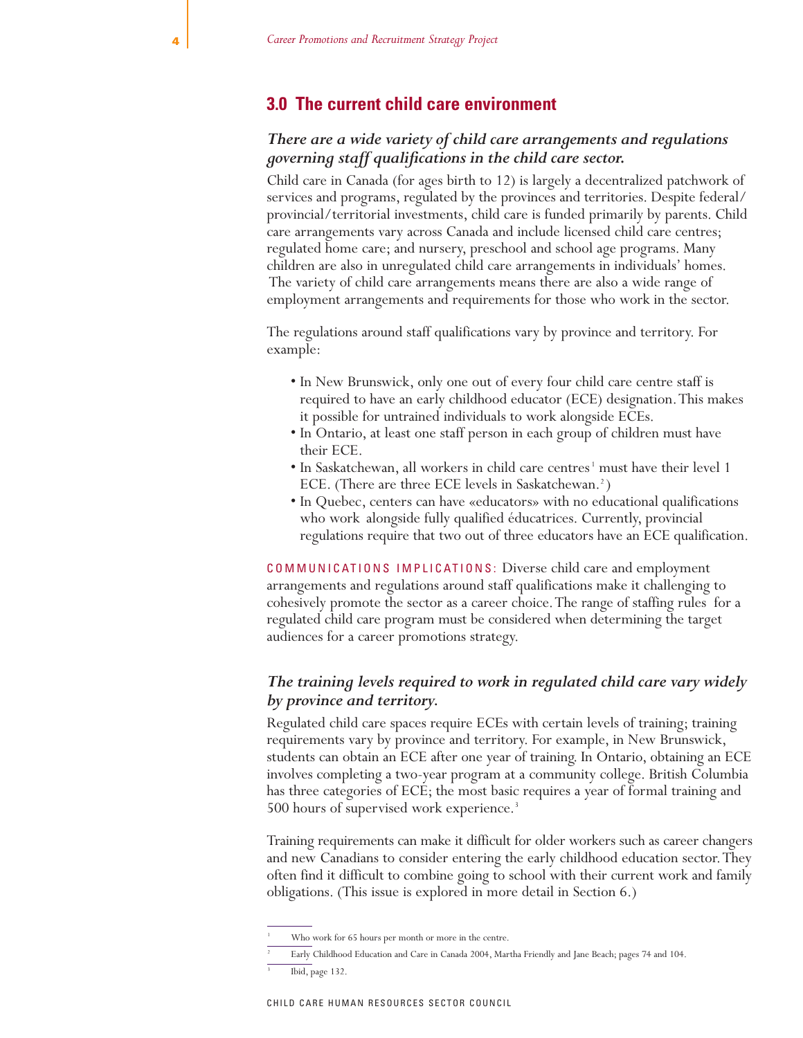## 3.0 The current child care environment

### *There are a wide variety of child care arrangements and regulations governing staff qualifications in the child care sector.*

Child care in Canada (for ages birth to 12) is largely a decentralized patchwork of services and programs, regulated by the provinces and territories. Despite federal/ provincial/territorial investments, child care is funded primarily by parents. Child care arrangements vary across Canada and include licensed child care centres; regulated home care; and nursery, preschool and school age programs. Many children are also in unregulated child care arrangements in individuals' homes. The variety of child care arrangements means there are also a wide range of employment arrangements and requirements for those who work in the sector.

The regulations around staff qualifications vary by province and territory. For example:

- In New Brunswick, only one out of every four child care centre staff is required to have an early childhood educator (ECE) designation. This makes it possible for untrained individuals to work alongside ECEs.
- In Ontario, at least one staff person in each group of children must have their ECE.
- In Saskatchewan, all workers in child care centres[1] must have their level 1 ECE. (There are three ECE levels in Saskatchewan.[2])
- In Quebec, centers can have «educators» with no educational qualifications who work alongside fully qualified éducatrices. Currently, provincial regulations require that two out of three educators have an ECE qualification.

COMMUNICATIONS IMPLICATIONS: Diverse child care and employment arrangements and regulations around staff qualifications make it challenging to cohesively promote the sector as a career choice. The range of staffing rules for a regulated child care program must be considered when determining the target audiences for a career promotions strategy.

### *The training levels required to work in regulated child care vary widely by province and territory.*

Regulated child care spaces require ECEs with certain levels of training; training requirements vary by province and territory. For example, in New Brunswick, students can obtain an ECE after one year of training. In Ontario, obtaining an ECE involves completing a two-year program at a community college. British Columbia has three categories of ECE; the most basic requires a year of formal training and 500 hours of supervised work experience.[3]

Training requirements can make it difficult for older workers such as career changers and new Canadians to consider entering the early childhood education sector. They often find it difficult to combine going to school with their current work and family obligations. (This issue is explored in more detail in Section 6.)

---

[1] Who work for 65 hours per month or more in the centre.

[2] Early Childhood Education and Care in Canada 2004, Martha Friendly and Jane Beach; pages 74 and 104.

[3] Ibid, page 132.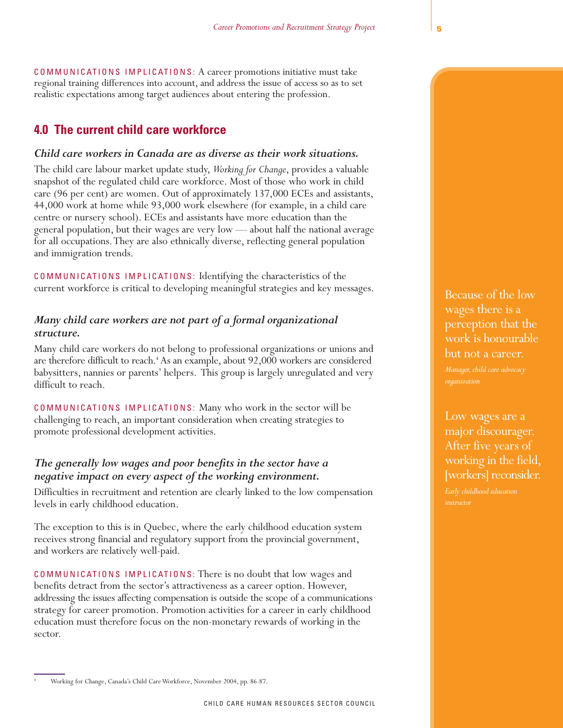COMMUNICATIONS IMPLICATIONS: A career promotions initiative must take regional training differences into account, and address the issue of access so as to set realistic expectations among target audiences about entering the profession.

## 4.0 The current child care workforce

### *Child care workers in Canada are as diverse as their work situations.*

The child care labour market update study, *Working for Change*, provides a valuable snapshot of the regulated child care workforce. Most of those who work in child care (96 per cent) are women. Out of approximately 137,000 ECEs and assistants, 44,000 work at home while 93,000 work elsewhere (for example, in a child care centre or nursery school). ECEs and assistants have more education than the general population, but their wages are very low — about half the national average for all occupations. They are also ethnically diverse, reflecting general population and immigration trends.

COMMUNICATIONS IMPLICATIONS: Identifying the characteristics of the current workforce is critical to developing meaningful strategies and key messages.

### *Many child care workers are not part of a formal organizational structure.*

Many child care workers do not belong to professional organizations or unions and are therefore difficult to reach.[4] As an example, about 92,000 workers are considered babysitters, nannies or parents' helpers. This group is largely unregulated and very difficult to reach.

COMMUNICATIONS IMPLICATIONS: Many who work in the sector will be challenging to reach, an important consideration when creating strategies to promote professional development activities.

### *The generally low wages and poor benefits in the sector have a negative impact on every aspect of the working environment.*

Difficulties in recruitment and retention are clearly linked to the low compensation levels in early childhood education.

The exception to this is in Quebec, where the early childhood education system receives strong financial and regulatory support from the provincial government, and workers are relatively well-paid.

COMMUNICATIONS IMPLICATIONS: There is no doubt that low wages and benefits detract from the sector's attractiveness as a career option. However, addressing the issues affecting compensation is outside the scope of a communications strategy for career promotion. Promotion activities for a career in early childhood education must therefore focus on the non-monetary rewards of working in the sector.

> Because of the low wages there is a perception that the work is honourable but not a career.
>
> *Manager, child care advocacy organization*

> Low wages are a major discourager. After five years of working in the field, [workers] reconsider.
>
> *Early childhood education instructor*

[4] Working for Change, Canada's Child Care Workforce, November 2004, pp. 86-87.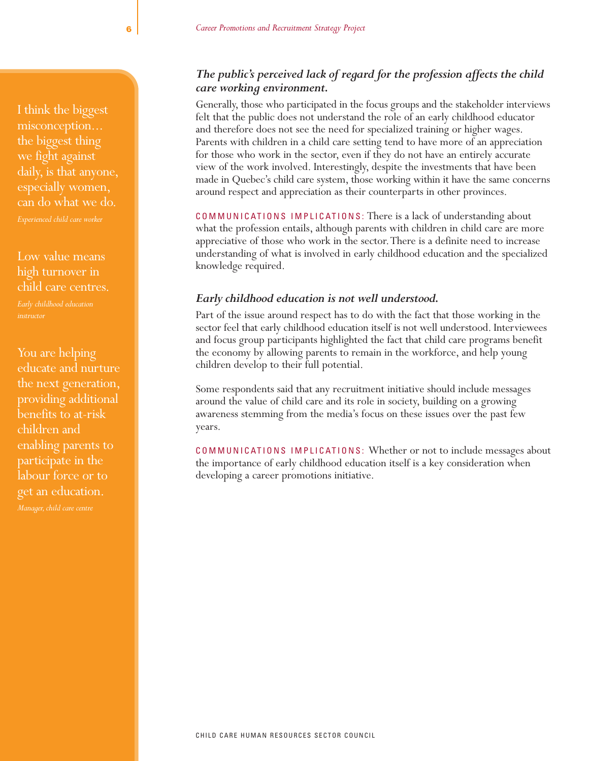> I think the biggest misconception… the biggest thing we fight against daily, is that anyone, especially women, can do what we do.
>
> *Experienced child care worker*

> Low value means high turnover in child care centres.
>
> *Early childhood education instructor*

> You are helping educate and nurture the next generation, providing additional benefits to at-risk children and enabling parents to participate in the labour force or to get an education.
>
> *Manager, child care centre*

### *The public's perceived lack of regard for the profession affects the child care working environment.*

Generally, those who participated in the focus groups and the stakeholder interviews felt that the public does not understand the role of an early childhood educator and therefore does not see the need for specialized training or higher wages. Parents with children in a child care setting tend to have more of an appreciation for those who work in the sector, even if they do not have an entirely accurate view of the work involved. Interestingly, despite the investments that have been made in Quebec's child care system, those working within it have the same concerns around respect and appreciation as their counterparts in other provinces.

COMMUNICATIONS IMPLICATIONS: There is a lack of understanding about what the profession entails, although parents with children in child care are more appreciative of those who work in the sector. There is a definite need to increase understanding of what is involved in early childhood education and the specialized knowledge required.

### *Early childhood education is not well understood.*

Part of the issue around respect has to do with the fact that those working in the sector feel that early childhood education itself is not well understood. Interviewees and focus group participants highlighted the fact that child care programs benefit the economy by allowing parents to remain in the workforce, and help young children develop to their full potential.

Some respondents said that any recruitment initiative should include messages around the value of child care and its role in society, building on a growing awareness stemming from the media's focus on these issues over the past few years.

COMMUNICATIONS IMPLICATIONS: Whether or not to include messages about the importance of early childhood education itself is a key consideration when developing a career promotions initiative.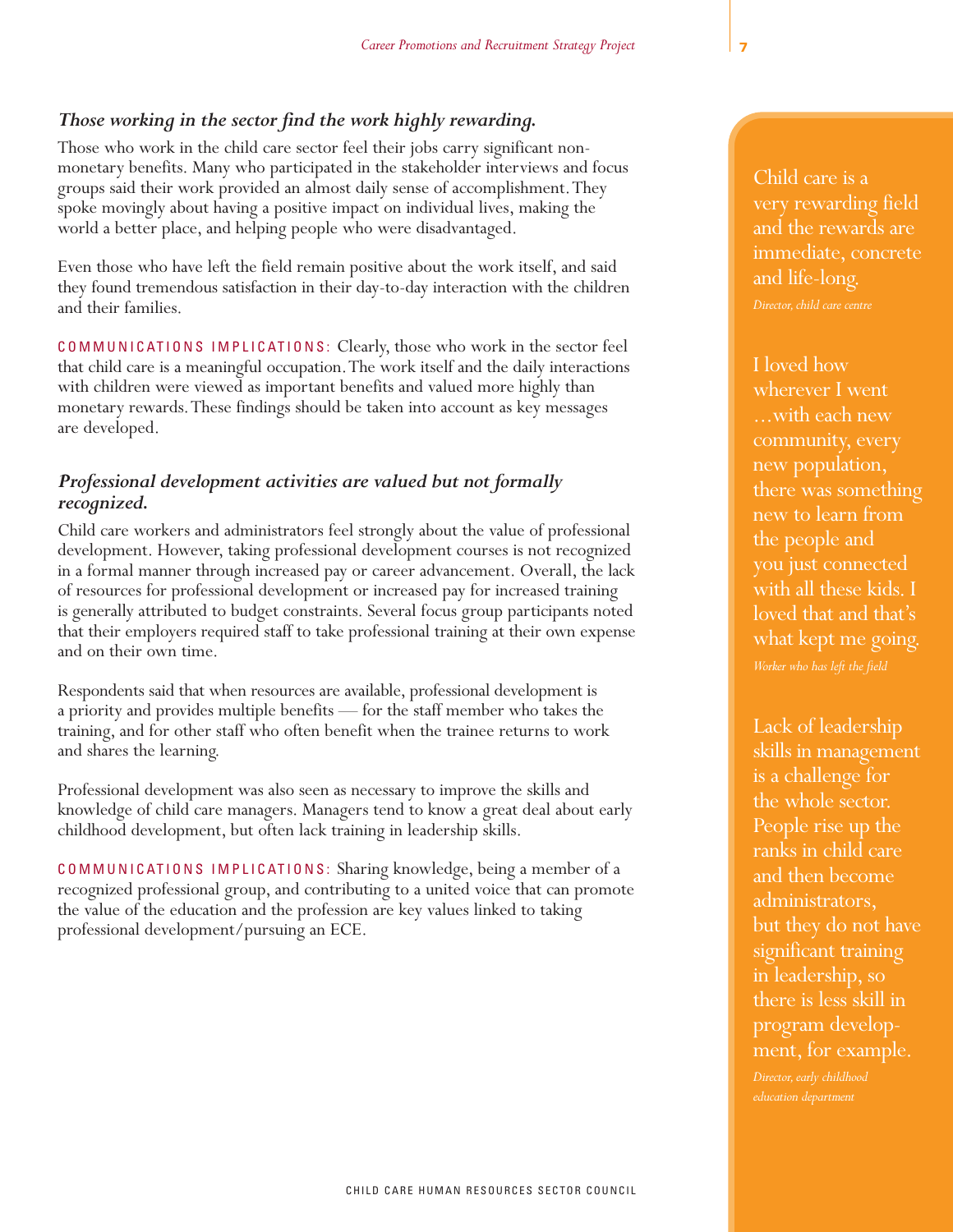### *Those working in the sector find the work highly rewarding.*

Those who work in the child care sector feel their jobs carry significant non-monetary benefits. Many who participated in the stakeholder interviews and focus groups said their work provided an almost daily sense of accomplishment. They spoke movingly about having a positive impact on individual lives, making the world a better place, and helping people who were disadvantaged.

Even those who have left the field remain positive about the work itself, and said they found tremendous satisfaction in their day-to-day interaction with the children and their families.

COMMUNICATIONS IMPLICATIONS: Clearly, those who work in the sector feel that child care is a meaningful occupation. The work itself and the daily interactions with children were viewed as important benefits and valued more highly than monetary rewards. These findings should be taken into account as key messages are developed.

### *Professional development activities are valued but not formally recognized.*

Child care workers and administrators feel strongly about the value of professional development. However, taking professional development courses is not recognized in a formal manner through increased pay or career advancement. Overall, the lack of resources for professional development or increased pay for increased training is generally attributed to budget constraints. Several focus group participants noted that their employers required staff to take professional training at their own expense and on their own time.

Respondents said that when resources are available, professional development is a priority and provides multiple benefits — for the staff member who takes the training, and for other staff who often benefit when the trainee returns to work and shares the learning.

Professional development was also seen as necessary to improve the skills and knowledge of child care managers. Managers tend to know a great deal about early childhood development, but often lack training in leadership skills.

COMMUNICATIONS IMPLICATIONS: Sharing knowledge, being a member of a recognized professional group, and contributing to a united voice that can promote the value of the education and the profession are key values linked to taking professional development/pursuing an ECE.

> Child care is a very rewarding field and the rewards are immediate, concrete and life-long.
>
> *Director, child care centre*

> I loved how wherever I went …with each new community, every new population, there was something new to learn from the people and you just connected with all these kids. I loved that and that's what kept me going.
>
> *Worker who has left the field*

> Lack of leadership skills in management is a challenge for the whole sector. People rise up the ranks in child care and then become administrators, but they do not have significant training in leadership, so there is less skill in program development, for example.
>
> *Director, early childhood education department*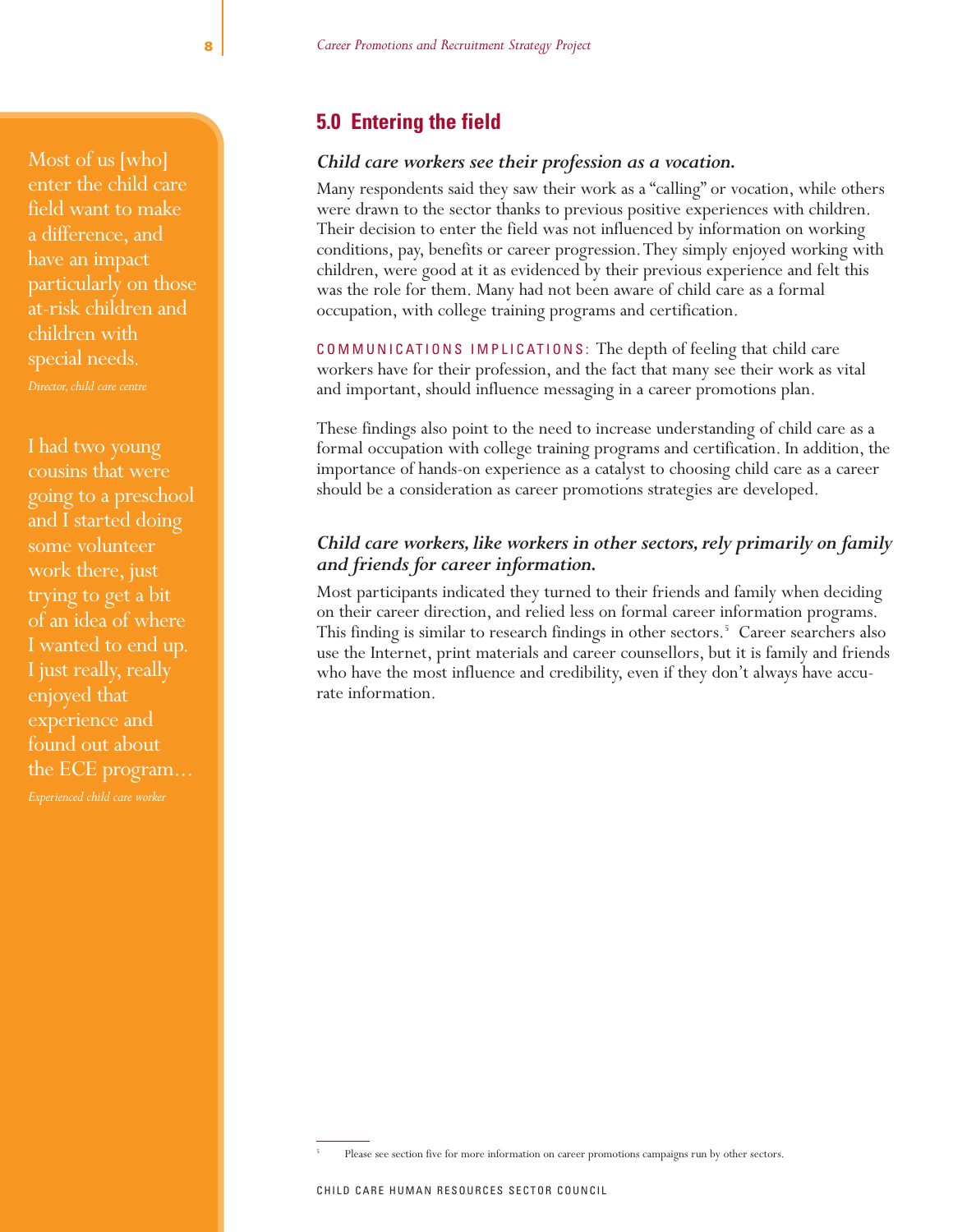> Most of us [who] enter the child care field want to make a difference, and have an impact particularly on those at-risk children and children with special needs.
>
> *Director, child care centre*

> I had two young cousins that were going to a preschool and I started doing some volunteer work there, just trying to get a bit of an idea of where I wanted to end up. I just really, really enjoyed that experience and found out about the ECE program…
>
> *Experienced child care worker*

## 5.0 Entering the field

### *Child care workers see their profession as a vocation.*

Many respondents said they saw their work as a "calling" or vocation, while others were drawn to the sector thanks to previous positive experiences with children. Their decision to enter the field was not influenced by information on working conditions, pay, benefits or career progression. They simply enjoyed working with children, were good at it as evidenced by their previous experience and felt this was the role for them. Many had not been aware of child care as a formal occupation, with college training programs and certification.

COMMUNICATIONS IMPLICATIONS: The depth of feeling that child care workers have for their profession, and the fact that many see their work as vital and important, should influence messaging in a career promotions plan.

These findings also point to the need to increase understanding of child care as a formal occupation with college training programs and certification. In addition, the importance of hands-on experience as a catalyst to choosing child care as a career should be a consideration as career promotions strategies are developed.

### *Child care workers, like workers in other sectors, rely primarily on family and friends for career information.*

Most participants indicated they turned to their friends and family when deciding on their career direction, and relied less on formal career information programs. This finding is similar to research findings in other sectors.[5] Career searchers also use the Internet, print materials and career counsellors, but it is family and friends who have the most influence and credibility, even if they don't always have accurate information.

---

[5] Please see section five for more information on career promotions campaigns run by other sectors.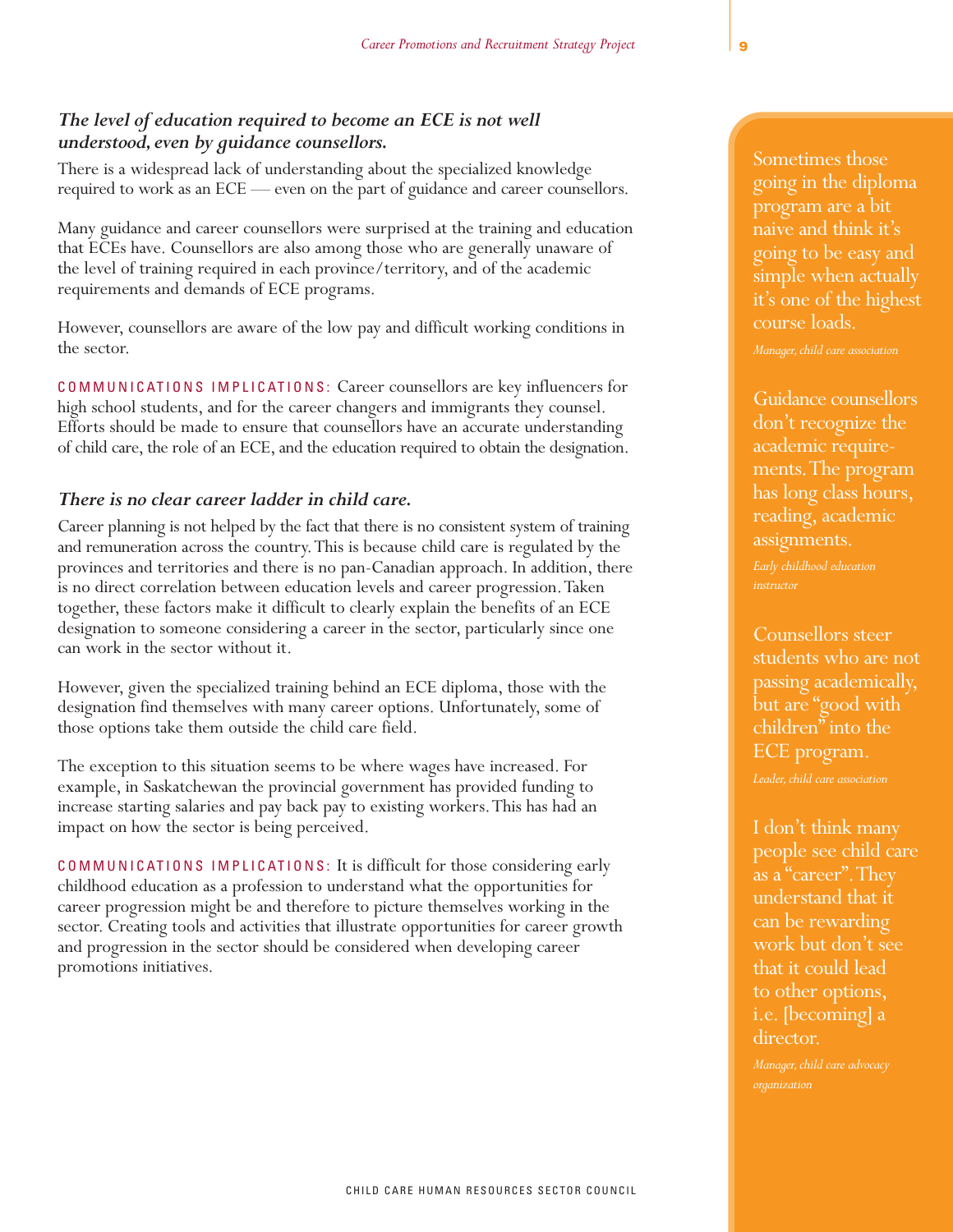### *The level of education required to become an ECE is not well understood, even by guidance counsellors.*

There is a widespread lack of understanding about the specialized knowledge required to work as an ECE — even on the part of guidance and career counsellors.

Many guidance and career counsellors were surprised at the training and education that ECEs have. Counsellors are also among those who are generally unaware of the level of training required in each province/territory, and of the academic requirements and demands of ECE programs.

However, counsellors are aware of the low pay and difficult working conditions in the sector.

COMMUNICATIONS IMPLICATIONS: Career counsellors are key influencers for high school students, and for the career changers and immigrants they counsel. Efforts should be made to ensure that counsellors have an accurate understanding of child care, the role of an ECE, and the education required to obtain the designation.

### *There is no clear career ladder in child care.*

Career planning is not helped by the fact that there is no consistent system of training and remuneration across the country. This is because child care is regulated by the provinces and territories and there is no pan-Canadian approach. In addition, there is no direct correlation between education levels and career progression. Taken together, these factors make it difficult to clearly explain the benefits of an ECE designation to someone considering a career in the sector, particularly since one can work in the sector without it.

However, given the specialized training behind an ECE diploma, those with the designation find themselves with many career options. Unfortunately, some of those options take them outside the child care field.

The exception to this situation seems to be where wages have increased. For example, in Saskatchewan the provincial government has provided funding to increase starting salaries and pay back pay to existing workers. This has had an impact on how the sector is being perceived.

COMMUNICATIONS IMPLICATIONS: It is difficult for those considering early childhood education as a profession to understand what the opportunities for career progression might be and therefore to picture themselves working in the sector. Creating tools and activities that illustrate opportunities for career growth and progression in the sector should be considered when developing career promotions initiatives.

Sometimes those going in the diploma program are a bit naive and think it's going to be easy and simple when actually it's one of the highest course loads.

*Manager, child care association*

Guidance counsellors don't recognize the academic requirements. The program has long class hours, reading, academic assignments.

*Early childhood education instructor*

Counsellors steer students who are not passing academically, but are "good with children" into the ECE program.

*Leader, child care association*

I don't think many people see child care as a "career". They understand that it can be rewarding work but don't see that it could lead to other options, i.e. [becoming] a director.

*Manager, child care advocacy organization*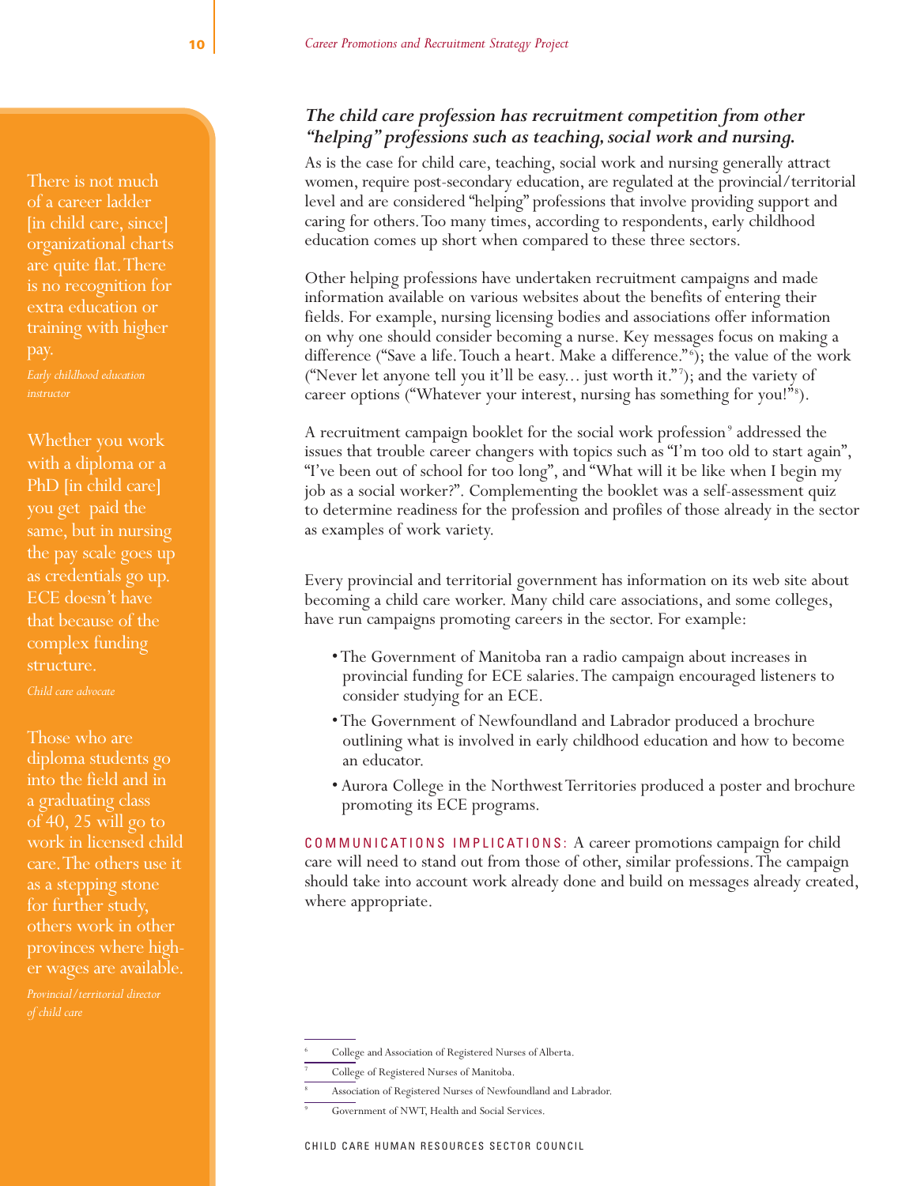> There is not much of a career ladder [in child care, since] organizational charts are quite flat. There is no recognition for extra education or training with higher pay.
>
> *Early childhood education instructor*

> Whether you work with a diploma or a PhD [in child care] you get paid the same, but in nursing the pay scale goes up as credentials go up. ECE doesn't have that because of the complex funding structure.
>
> *Child care advocate*

> Those who are diploma students go into the field and in a graduating class of 40, 25 will go to work in licensed child care. The others use it as a stepping stone for further study, others work in other provinces where higher wages are available.
>
> *Provincial/territorial director of child care*

### *The child care profession has recruitment competition from other "helping" professions such as teaching, social work and nursing.*

As is the case for child care, teaching, social work and nursing generally attract women, require post-secondary education, are regulated at the provincial/territorial level and are considered "helping" professions that involve providing support and caring for others. Too many times, according to respondents, early childhood education comes up short when compared to these three sectors.

Other helping professions have undertaken recruitment campaigns and made information available on various websites about the benefits of entering their fields. For example, nursing licensing bodies and associations offer information on why one should consider becoming a nurse. Key messages focus on making a difference ("Save a life. Touch a heart. Make a difference."[6]); the value of the work ("Never let anyone tell you it'll be easy... just worth it."[7]); and the variety of career options ("Whatever your interest, nursing has something for you!"[8]).

A recruitment campaign booklet for the social work profession[9] addressed the issues that trouble career changers with topics such as "I'm too old to start again", "I've been out of school for too long", and "What will it be like when I begin my job as a social worker?". Complementing the booklet was a self-assessment quiz to determine readiness for the profession and profiles of those already in the sector as examples of work variety.

Every provincial and territorial government has information on its web site about becoming a child care worker. Many child care associations, and some colleges, have run campaigns promoting careers in the sector. For example:

- The Government of Manitoba ran a radio campaign about increases in provincial funding for ECE salaries. The campaign encouraged listeners to consider studying for an ECE.
- The Government of Newfoundland and Labrador produced a brochure outlining what is involved in early childhood education and how to become an educator.
- Aurora College in the Northwest Territories produced a poster and brochure promoting its ECE programs.

COMMUNICATIONS IMPLICATIONS: A career promotions campaign for child care will need to stand out from those of other, similar professions. The campaign should take into account work already done and build on messages already created, where appropriate.

---

[6] College and Association of Registered Nurses of Alberta.

[7] College of Registered Nurses of Manitoba.

[8] Association of Registered Nurses of Newfoundland and Labrador.

[9] Government of NWT, Health and Social Services.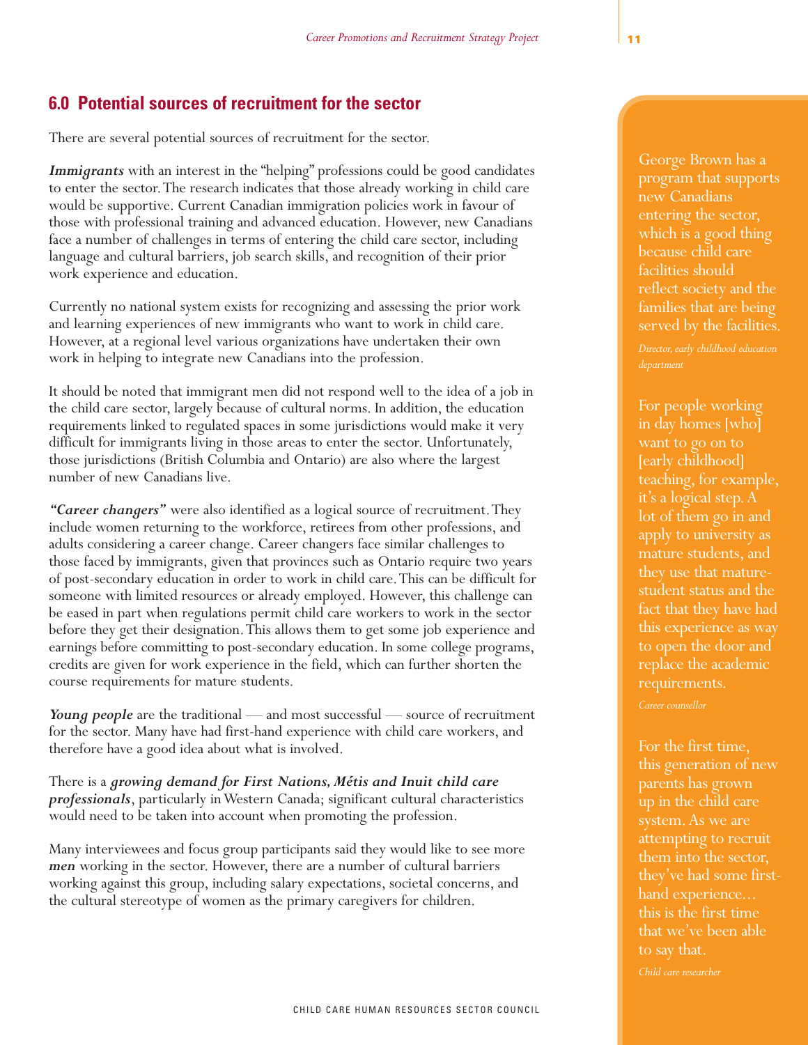## 6.0 Potential sources of recruitment for the sector

There are several potential sources of recruitment for the sector.

***Immigrants*** with an interest in the "helping" professions could be good candidates to enter the sector. The research indicates that those already working in child care would be supportive. Current Canadian immigration policies work in favour of those with professional training and advanced education. However, new Canadians face a number of challenges in terms of entering the child care sector, including language and cultural barriers, job search skills, and recognition of their prior work experience and education.

Currently no national system exists for recognizing and assessing the prior work and learning experiences of new immigrants who want to work in child care. However, at a regional level various organizations have undertaken their own work in helping to integrate new Canadians into the profession.

It should be noted that immigrant men did not respond well to the idea of a job in the child care sector, largely because of cultural norms. In addition, the education requirements linked to regulated spaces in some jurisdictions would make it very difficult for immigrants living in those areas to enter the sector. Unfortunately, those jurisdictions (British Columbia and Ontario) are also where the largest number of new Canadians live.

***"Career changers"*** were also identified as a logical source of recruitment. They include women returning to the workforce, retirees from other professions, and adults considering a career change. Career changers face similar challenges to those faced by immigrants, given that provinces such as Ontario require two years of post-secondary education in order to work in child care. This can be difficult for someone with limited resources or already employed. However, this challenge can be eased in part when regulations permit child care workers to work in the sector before they get their designation. This allows them to get some job experience and earnings before committing to post-secondary education. In some college programs, credits are given for work experience in the field, which can further shorten the course requirements for mature students.

***Young people*** are the traditional — and most successful — source of recruitment for the sector. Many have had first-hand experience with child care workers, and therefore have a good idea about what is involved.

There is a ***growing demand for First Nations, Métis and Inuit child care professionals***, particularly in Western Canada; significant cultural characteristics would need to be taken into account when promoting the profession.

Many interviewees and focus group participants said they would like to see more ***men*** working in the sector. However, there are a number of cultural barriers working against this group, including salary expectations, societal concerns, and the cultural stereotype of women as the primary caregivers for children.

George Brown has a program that supports new Canadians entering the sector, which is a good thing because child care facilities should reflect society and the families that are being served by the facilities.

*Director, early childhood education department*

For people working in day homes [who] want to go on to [early childhood] teaching, for example, it's a logical step. A lot of them go in and apply to university as mature students, and they use that mature-student status and the fact that they have had this experience as way to open the door and replace the academic requirements.

*Career counsellor*

For the first time, this generation of new parents has grown up in the child care system. As we are attempting to recruit them into the sector, they've had some first-hand experience… this is the first time that we've been able to say that.

*Child care researcher*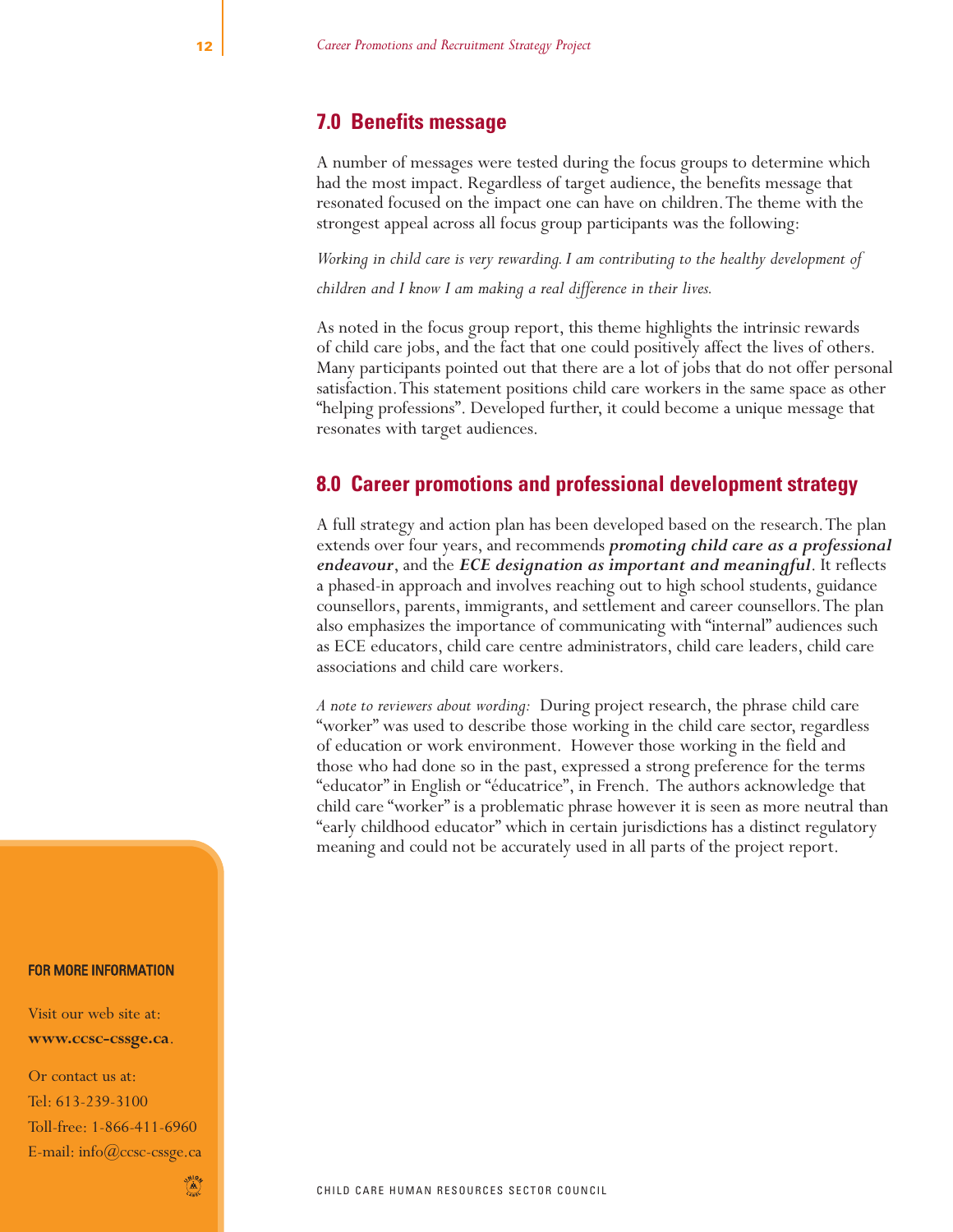## 7.0 Benefits message

A number of messages were tested during the focus groups to determine which had the most impact. Regardless of target audience, the benefits message that resonated focused on the impact one can have on children. The theme with the strongest appeal across all focus group participants was the following:

*Working in child care is very rewarding. I am contributing to the healthy development of children and I know I am making a real difference in their lives.*

As noted in the focus group report, this theme highlights the intrinsic rewards of child care jobs, and the fact that one could positively affect the lives of others. Many participants pointed out that there are a lot of jobs that do not offer personal satisfaction. This statement positions child care workers in the same space as other "helping professions". Developed further, it could become a unique message that resonates with target audiences.

## 8.0 Career promotions and professional development strategy

A full strategy and action plan has been developed based on the research. The plan extends over four years, and recommends ***promoting child care as a professional endeavour***, and the ***ECE designation as important and meaningful***. It reflects a phased-in approach and involves reaching out to high school students, guidance counsellors, parents, immigrants, and settlement and career counsellors. The plan also emphasizes the importance of communicating with "internal" audiences such as ECE educators, child care centre administrators, child care leaders, child care associations and child care workers.

*A note to reviewers about wording:* During project research, the phrase child care "worker" was used to describe those working in the child care sector, regardless of education or work environment. However those working in the field and those who had done so in the past, expressed a strong preference for the terms "educator" in English or "éducatrice", in French. The authors acknowledge that child care "worker" is a problematic phrase however it is seen as more neutral than "early childhood educator" which in certain jurisdictions has a distinct regulatory meaning and could not be accurately used in all parts of the project report.

**FOR MORE INFORMATION**

Visit our web site at:
**www.ccsc-cssge.ca**.

Or contact us at:
Tel: 613-239-3100
Toll-free: 1-866-411-6960
E-mail: info@ccsc-cssge.ca